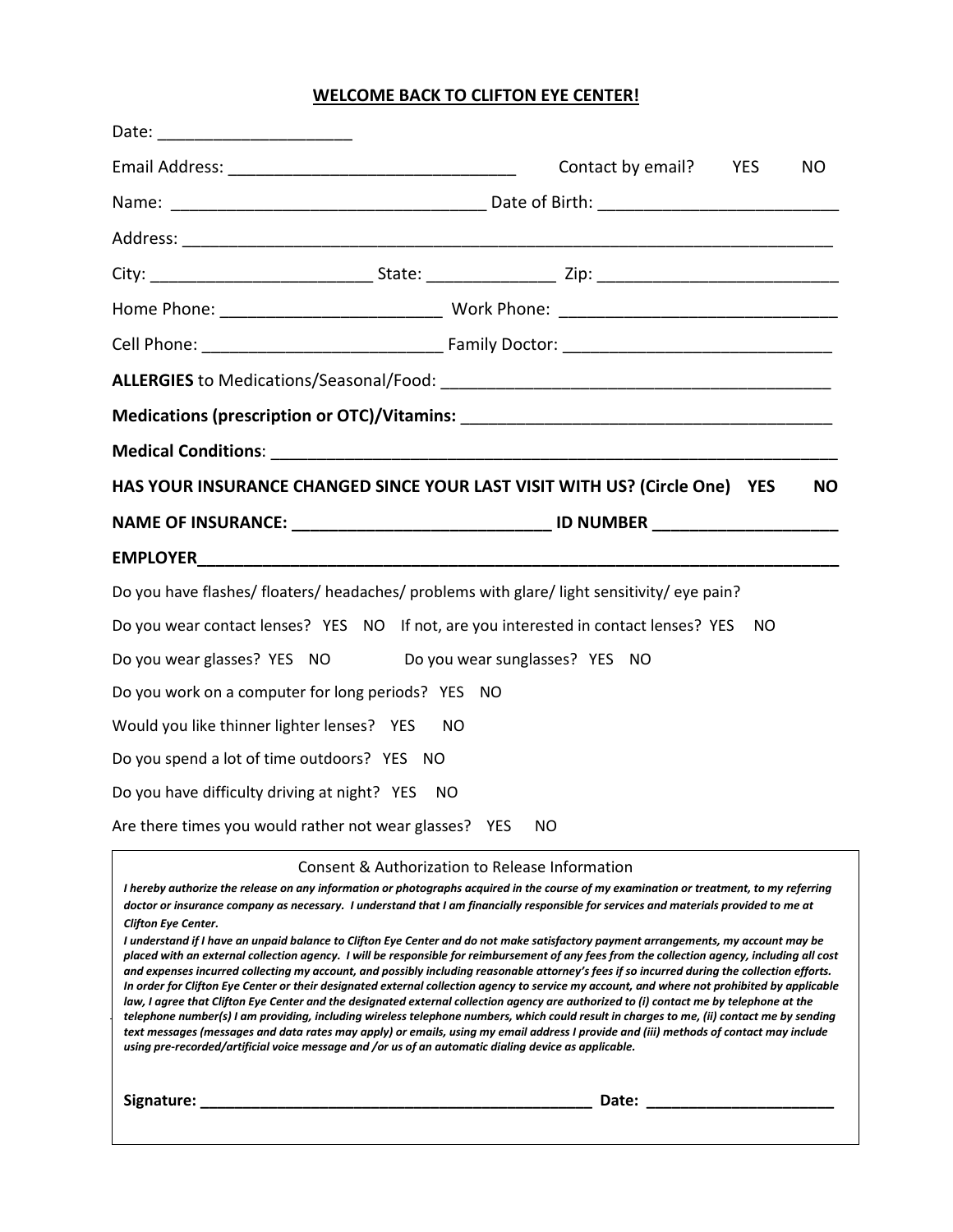**WELCOME BACK TO CLIFTON EYE CENTER!**

Date: _____________________

Email Address: _______________________________ Contact by email? YES NO

Name: _________________________________ Date of Birth: _________________________

Address: _________________________________________________________________________

City: _______________________ State: _____________ Zip: _________________________

Home Phone: _______________________ Work Phone: _____________________________

Cell Phone: _________________________ Family Doctor: ____________________________

**ALLERGIES** to Medications/Seasonal/Food: ________________________________________

**Medications (prescription or OTC)/Vitamins:** ______________________________________

**Medical Conditions**: ___________________________________________________________

**HAS YOUR INSURANCE CHANGED SINCE YOUR LAST VISIT WITH US? (Circle One) YES NO**

**NAME OF INSURANCE: ___________________________ ID NUMBER ___________________**

**EMPLOYER___________________________________________________________________**

Do you have flashes/ floaters/ headaches/ problems with glare/ light sensitivity/ eye pain?

Do you wear contact lenses? YES NO If not, are you interested in contact lenses? YES NO

Do you wear glasses? YES NO Do you wear sunglasses? YES NO

Do you work on a computer for long periods? YES NO

Would you like thinner lighter lenses? YES NO

Do you spend a lot of time outdoors? YES NO

Do you have difficulty driving at night? YES NO

Are there times you would rather not wear glasses? YES NO

Consent & Authorization to Release Information

***I hereby authorize the release on any information or photographs acquired in the course of my examination or treatment, to my referring doctor or insurance company as necessary. I understand that I am financially responsible for services and materials provided to me at Clifton Eye Center.***

***I understand if I have an unpaid balance to Clifton Eye Center and do not make satisfactory payment arrangements, my account may be placed with an external collection agency. I will be responsible for reimbursement of any fees from the collection agency, including all cost and expenses incurred collecting my account, and possibly including reasonable attorney's fees if so incurred during the collection efforts. In order for Clifton Eye Center or their designated external collection agency to service my account, and where not prohibited by applicable law, I agree that Clifton Eye Center and the designated external collection agency are authorized to (i) contact me by telephone at the telephone number(s) I am providing, including wireless telephone numbers, which could result in charges to me, (ii) contact me by sending text messages (messages and data rates may apply) or emails, using my email address I provide and (iii) methods of contact may include using pre-recorded/artificial voice message and /or us of an automatic dialing device as applicable.***

**Signature: _____________________________________________ Date: _____________________**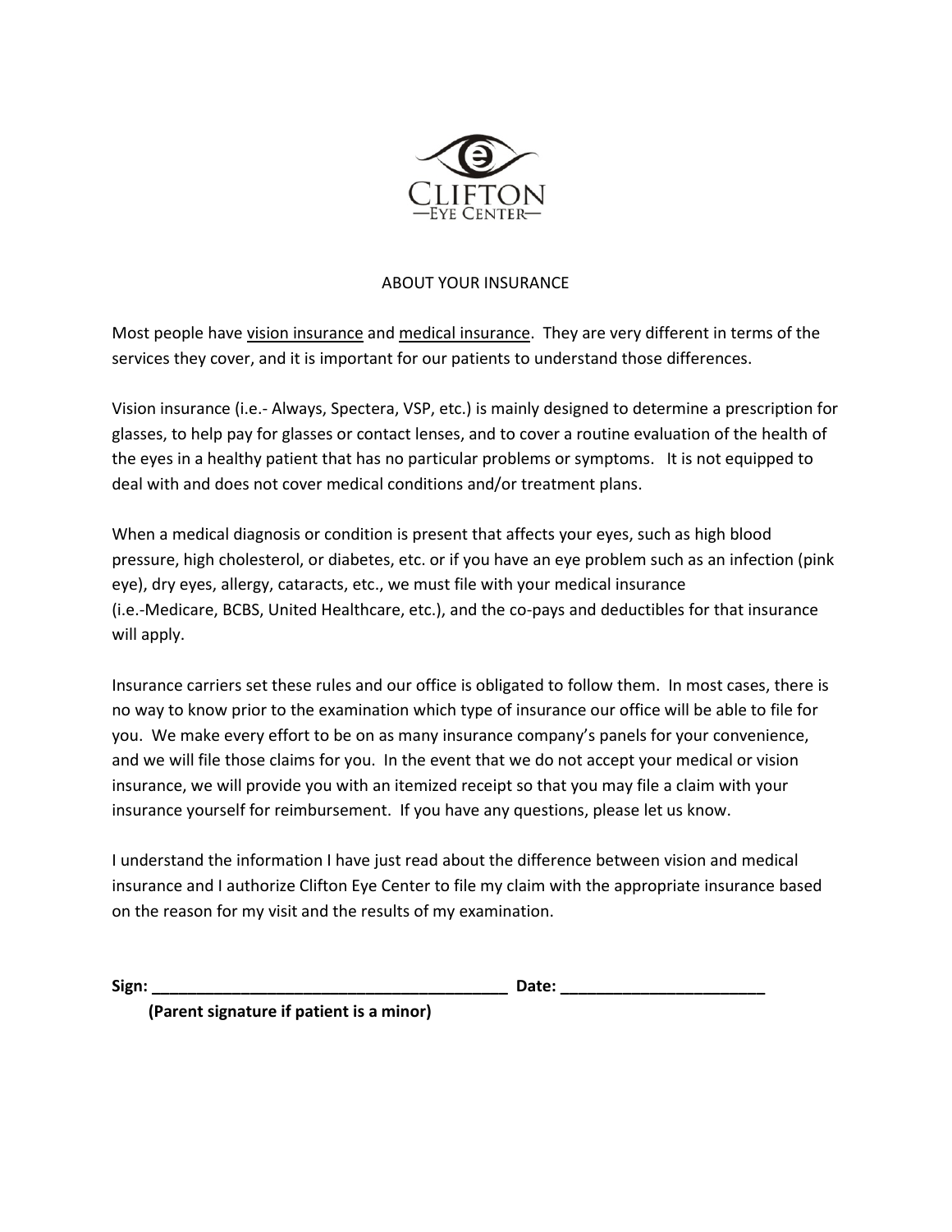CLIFTON
—EYE CENTER—

## ABOUT YOUR INSURANCE

Most people have vision insurance and medical insurance. They are very different in terms of the services they cover, and it is important for our patients to understand those differences.

Vision insurance (i.e.- Always, Spectera, VSP, etc.) is mainly designed to determine a prescription for glasses, to help pay for glasses or contact lenses, and to cover a routine evaluation of the health of the eyes in a healthy patient that has no particular problems or symptoms. It is not equipped to deal with and does not cover medical conditions and/or treatment plans.

When a medical diagnosis or condition is present that affects your eyes, such as high blood pressure, high cholesterol, or diabetes, etc. or if you have an eye problem such as an infection (pink eye), dry eyes, allergy, cataracts, etc., we must file with your medical insurance (i.e.-Medicare, BCBS, United Healthcare, etc.), and the co-pays and deductibles for that insurance will apply.

Insurance carriers set these rules and our office is obligated to follow them. In most cases, there is no way to know prior to the examination which type of insurance our office will be able to file for you. We make every effort to be on as many insurance company's panels for your convenience, and we will file those claims for you. In the event that we do not accept your medical or vision insurance, we will provide you with an itemized receipt so that you may file a claim with your insurance yourself for reimbursement. If you have any questions, please let us know.

I understand the information I have just read about the difference between vision and medical insurance and I authorize Clifton Eye Center to file my claim with the appropriate insurance based on the reason for my visit and the results of my examination.

**Sign: ________________________________________ Date: _______________________**

**(Parent signature if patient is a minor)**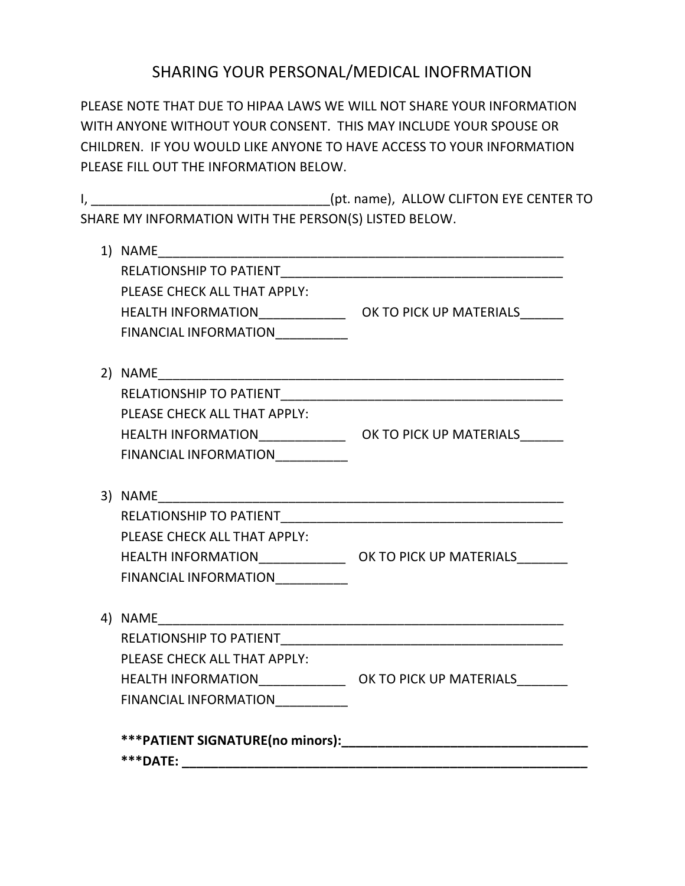# SHARING YOUR PERSONAL/MEDICAL INOFRMATION

PLEASE NOTE THAT DUE TO HIPAA LAWS WE WILL NOT SHARE YOUR INFORMATION WITH ANYONE WITHOUT YOUR CONSENT. THIS MAY INCLUDE YOUR SPOUSE OR CHILDREN. IF YOU WOULD LIKE ANYONE TO HAVE ACCESS TO YOUR INFORMATION PLEASE FILL OUT THE INFORMATION BELOW.

I, ________________________________(pt. name), ALLOW CLIFTON EYE CENTER TO SHARE MY INFORMATION WITH THE PERSON(S) LISTED BELOW.

1) NAME___________________________________________________________
   RELATIONSHIP TO PATIENT_________________________________________
   PLEASE CHECK ALL THAT APPLY:
   HEALTH INFORMATION____________ OK TO PICK UP MATERIALS______
   FINANCIAL INFORMATION__________

2) NAME___________________________________________________________
   RELATIONSHIP TO PATIENT_________________________________________
   PLEASE CHECK ALL THAT APPLY:
   HEALTH INFORMATION____________ OK TO PICK UP MATERIALS______
   FINANCIAL INFORMATION__________

3) NAME___________________________________________________________
   RELATIONSHIP TO PATIENT_________________________________________
   PLEASE CHECK ALL THAT APPLY:
   HEALTH INFORMATION____________ OK TO PICK UP MATERIALS_______
   FINANCIAL INFORMATION__________

4) NAME___________________________________________________________
   RELATIONSHIP TO PATIENT_________________________________________
   PLEASE CHECK ALL THAT APPLY:
   HEALTH INFORMATION____________ OK TO PICK UP MATERIALS_______
   FINANCIAL INFORMATION__________

**\*\*\*PATIENT SIGNATURE(no minors):____________________________________**

**\*\*\*DATE: ____________________________________________________________**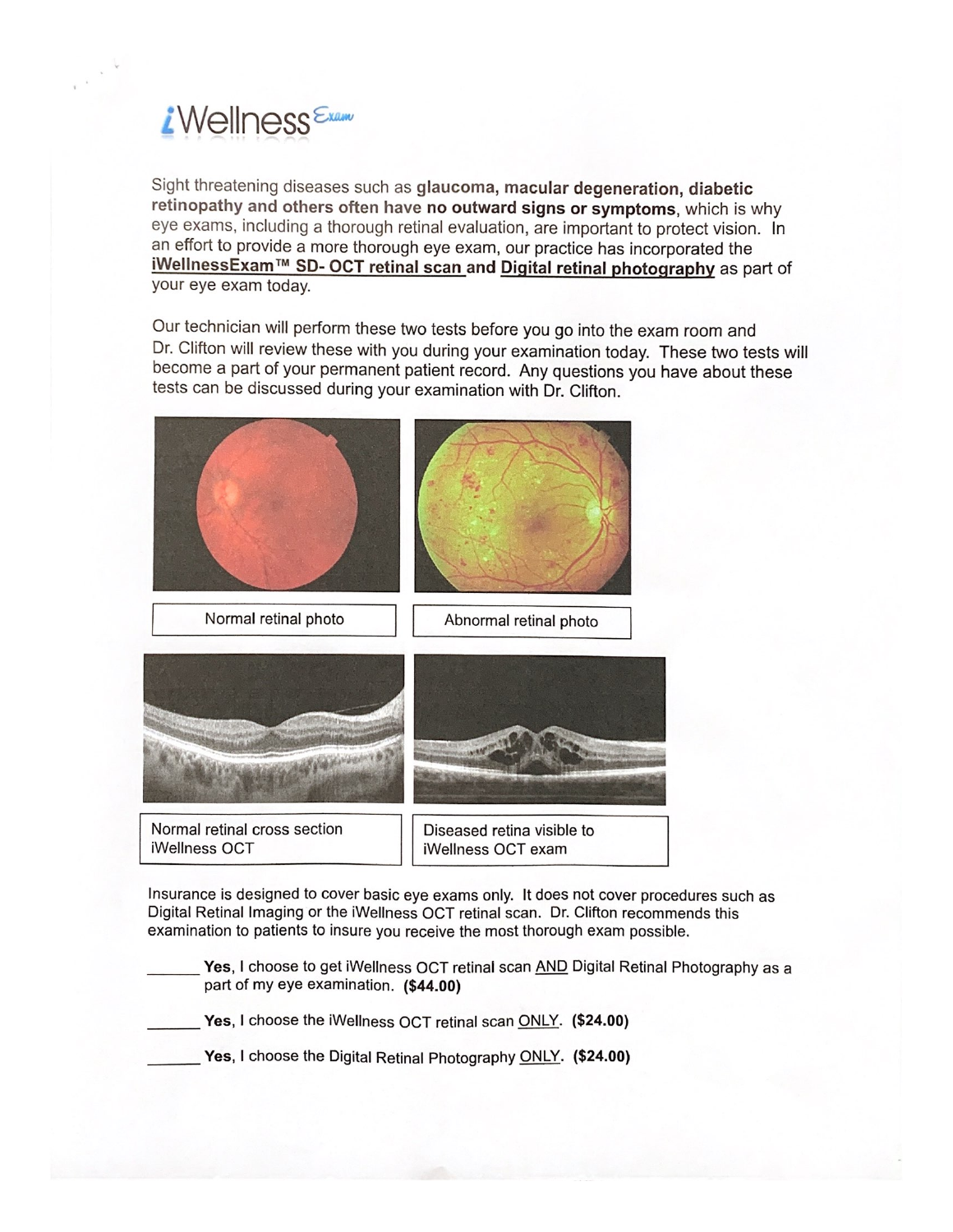# iWellness *Exam*

Sight threatening diseases such as **glaucoma, macular degeneration, diabetic retinopathy and others often have no outward signs or symptoms**, which is why eye exams, including a thorough retinal evaluation, are important to protect vision. In an effort to provide a more thorough eye exam, our practice has incorporated the **iWellnessExam™ SD- OCT retinal scan** and **Digital retinal photography** as part of your eye exam today.

Our technician will perform these two tests before you go into the exam room and Dr. Clifton will review these with you during your examination today. These two tests will become a part of your permanent patient record. Any questions you have about these tests can be discussed during your examination with Dr. Clifton.

Normal retinal photo

Abnormal retinal photo

Normal retinal cross section iWellness OCT

Diseased retina visible to iWellness OCT exam

Insurance is designed to cover basic eye exams only. It does not cover procedures such as Digital Retinal Imaging or the iWellness OCT retinal scan. Dr. Clifton recommends this examination to patients to insure you receive the most thorough exam possible.

______ **Yes**, I choose to get iWellness OCT retinal scan AND Digital Retinal Photography as a part of my eye examination. **($44.00)**

______ **Yes**, I choose the iWellness OCT retinal scan ONLY. **($24.00)**

______ **Yes**, I choose the Digital Retinal Photography ONLY. **($24.00)**